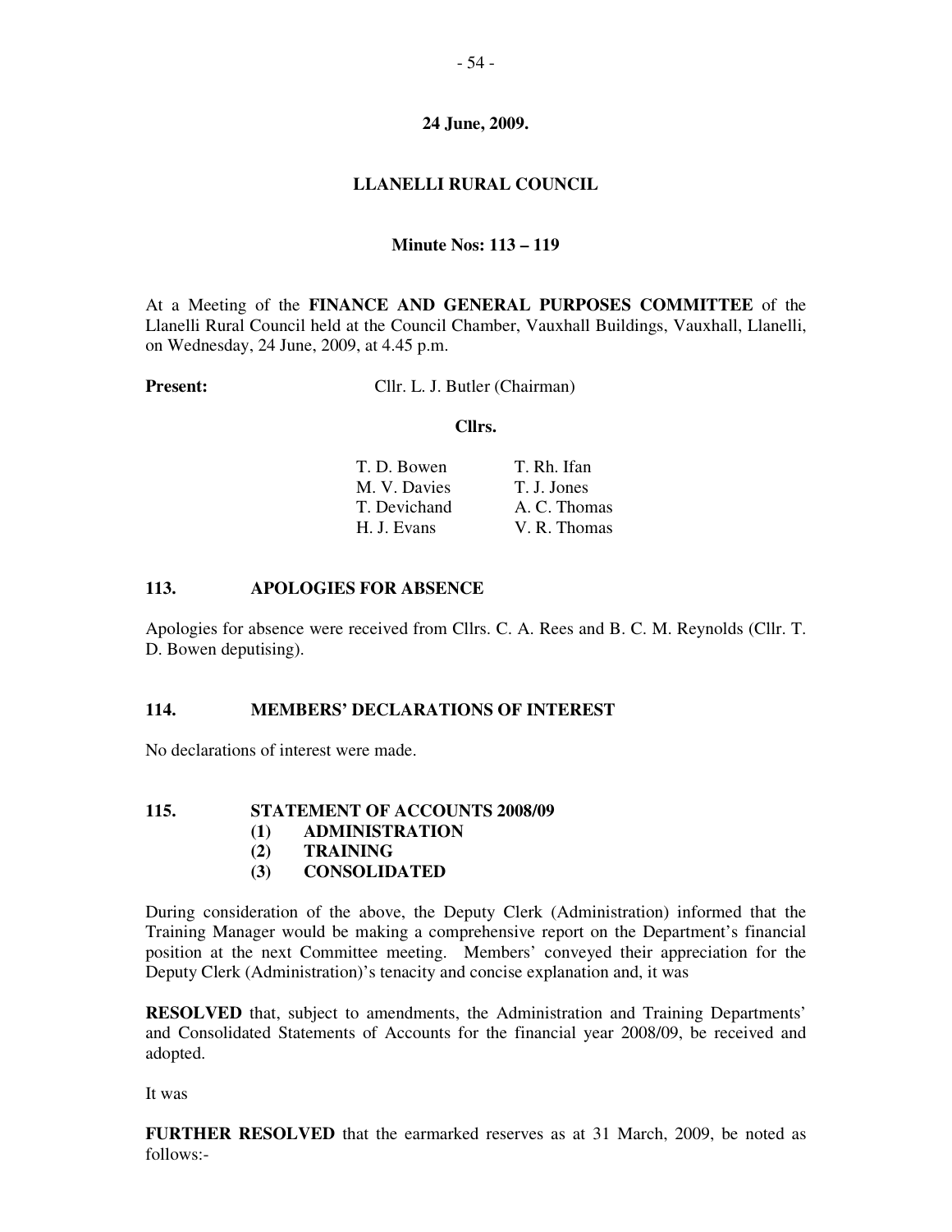**24 June, 2009.**

**LLANELLI RURAL COUNCIL**

**Minute Nos: 113 – 119**

At a Meeting of the **FINANCE AND GENERAL PURPOSES COMMITTEE** of the Llanelli Rural Council held at the Council Chamber, Vauxhall Buildings, Vauxhall, Llanelli, on Wednesday, 24 June, 2009, at 4.45 p.m.

**Present:** Cllr. L. J. Butler (Chairman)

**Cllrs.**

| | |
|---|---|
| T. D. Bowen | T. Rh. Ifan |
| M. V. Davies | T. J. Jones |
| T. Devichand | A. C. Thomas |
| H. J. Evans | V. R. Thomas |

### 113. APOLOGIES FOR ABSENCE

Apologies for absence were received from Cllrs. C. A. Rees and B. C. M. Reynolds (Cllr. T. D. Bowen deputising).

### 114. MEMBERS' DECLARATIONS OF INTEREST

No declarations of interest were made.

### 115. STATEMENT OF ACCOUNTS 2008/09

**(1) ADMINISTRATION**
**(2) TRAINING**
**(3) CONSOLIDATED**

During consideration of the above, the Deputy Clerk (Administration) informed that the Training Manager would be making a comprehensive report on the Department's financial position at the next Committee meeting. Members' conveyed their appreciation for the Deputy Clerk (Administration)'s tenacity and concise explanation and, it was

**RESOLVED** that, subject to amendments, the Administration and Training Departments' and Consolidated Statements of Accounts for the financial year 2008/09, be received and adopted.

It was

**FURTHER RESOLVED** that the earmarked reserves as at 31 March, 2009, be noted as follows:-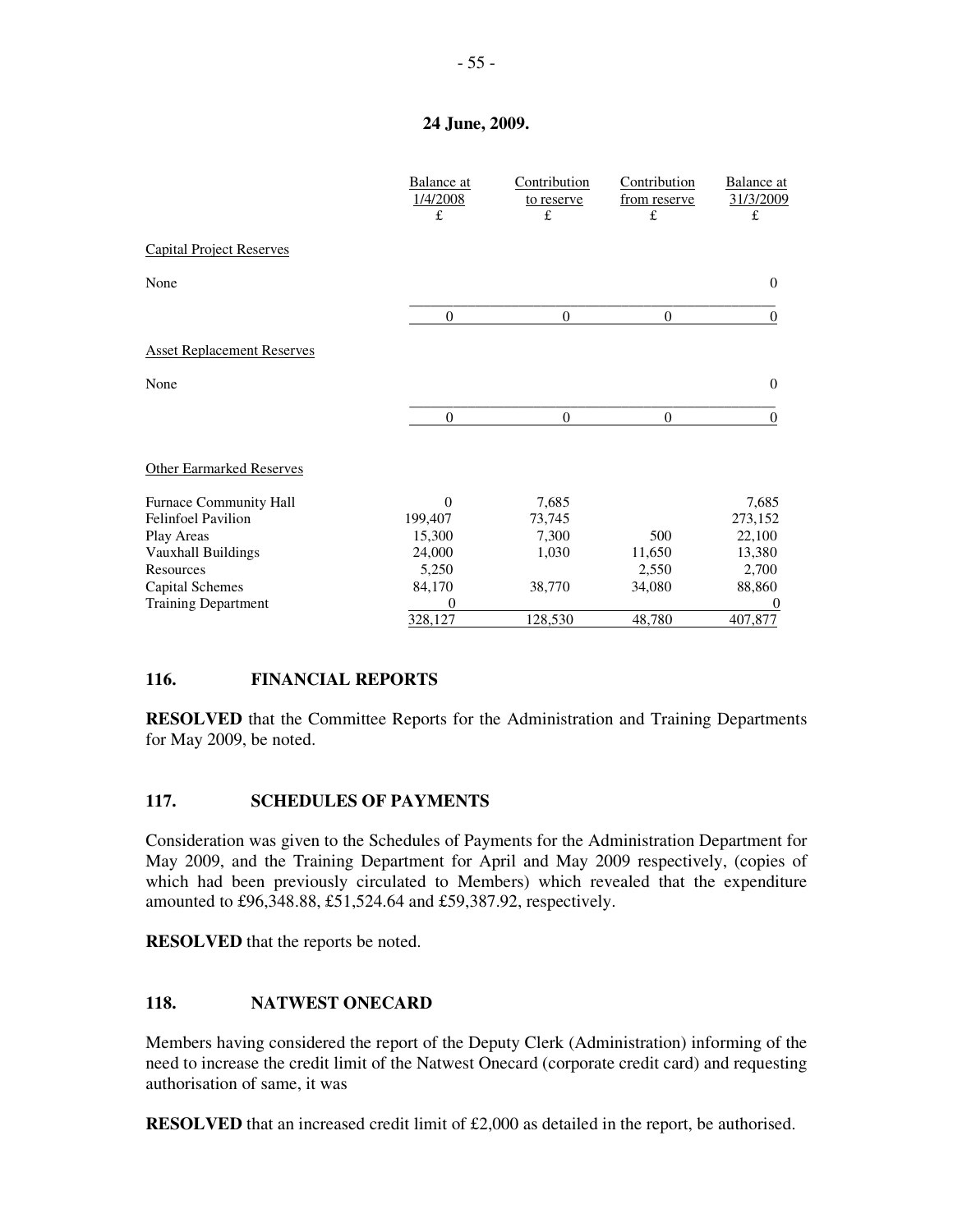**24 June, 2009.**

| | Balance at 1/4/2008 £ | Contribution to reserve £ | Contribution from reserve £ | Balance at 31/3/2009 £ |
|---|---|---|---|---|
| Capital Project Reserves | | | | |
| None | | | | 0 |
| | 0 | 0 | 0 | 0 |
| Asset Replacement Reserves | | | | |
| None | | | | 0 |
| | 0 | 0 | 0 | 0 |
| Other Earmarked Reserves | | | | |
| Furnace Community Hall | 0 | 7,685 | | 7,685 |
| Felinfoel Pavilion | 199,407 | 73,745 | | 273,152 |
| Play Areas | 15,300 | 7,300 | 500 | 22,100 |
| Vauxhall Buildings | 24,000 | 1,030 | 11,650 | 13,380 |
| Resources | 5,250 | | 2,550 | 2,700 |
| Capital Schemes | 84,170 | 38,770 | 34,080 | 88,860 |
| Training Department | 0 | | | 0 |
| | 328,127 | 128,530 | 48,780 | 407,877 |

## 116. FINANCIAL REPORTS

**RESOLVED** that the Committee Reports for the Administration and Training Departments for May 2009, be noted.

## 117. SCHEDULES OF PAYMENTS

Consideration was given to the Schedules of Payments for the Administration Department for May 2009, and the Training Department for April and May 2009 respectively, (copies of which had been previously circulated to Members) which revealed that the expenditure amounted to £96,348.88, £51,524.64 and £59,387.92, respectively.

**RESOLVED** that the reports be noted.

## 118. NATWEST ONECARD

Members having considered the report of the Deputy Clerk (Administration) informing of the need to increase the credit limit of the Natwest Onecard (corporate credit card) and requesting authorisation of same, it was

**RESOLVED** that an increased credit limit of £2,000 as detailed in the report, be authorised.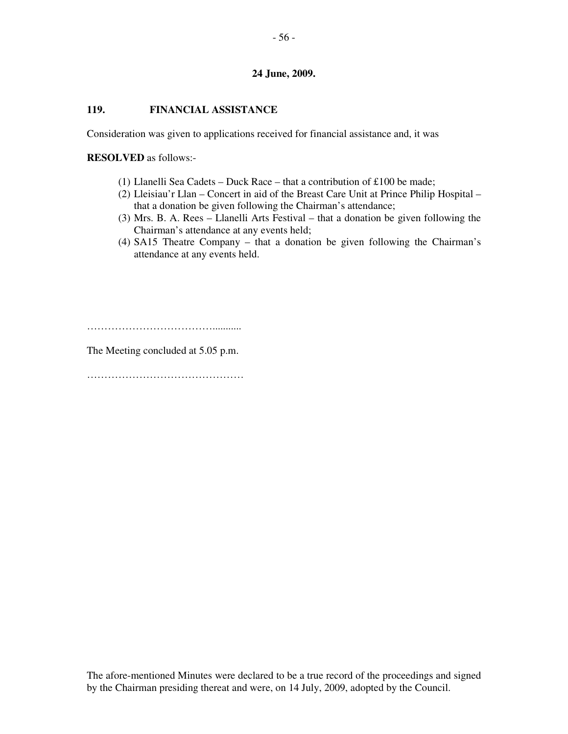**24 June, 2009.**

## 119. FINANCIAL ASSISTANCE

Consideration was given to applications received for financial assistance and, it was

**RESOLVED** as follows:-

(1) Llanelli Sea Cadets – Duck Race – that a contribution of £100 be made;
(2) Lleisiau'r Llan – Concert in aid of the Breast Care Unit at Prince Philip Hospital – that a donation be given following the Chairman's attendance;
(3) Mrs. B. A. Rees – Llanelli Arts Festival – that a donation be given following the Chairman's attendance at any events held;
(4) SA15 Theatre Company – that a donation be given following the Chairman's attendance at any events held.

………………………………..........

The Meeting concluded at 5.05 p.m.

………………………………………

The afore-mentioned Minutes were declared to be a true record of the proceedings and signed by the Chairman presiding thereat and were, on 14 July, 2009, adopted by the Council.